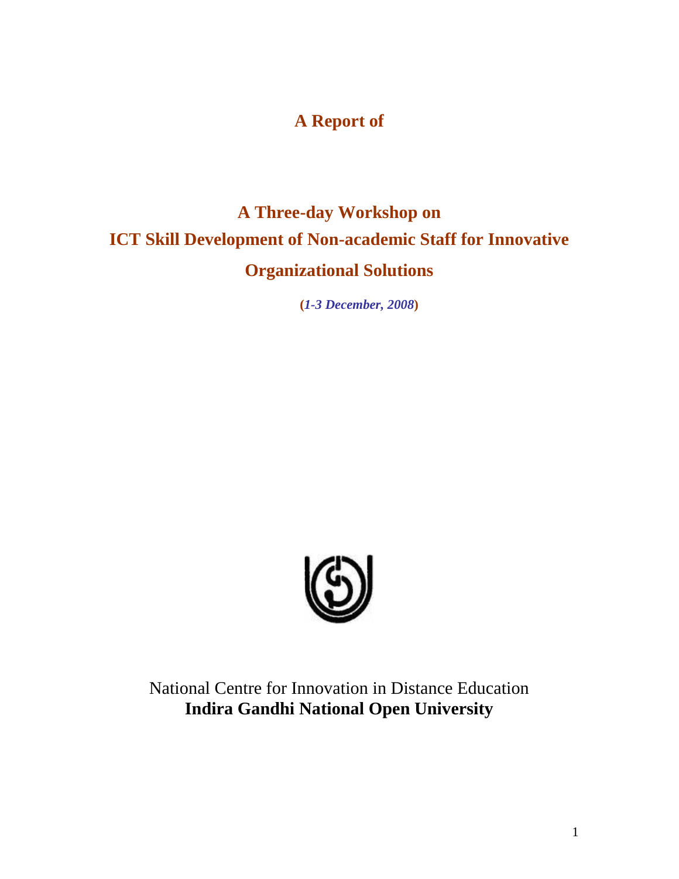**A Report of**

# A Three-day Workshop on ICT Skill Development of Non-academic Staff for Innovative Organizational Solutions

(*1-3 December, 2008*)

National Centre for Innovation in Distance Education
**Indira Gandhi National Open University**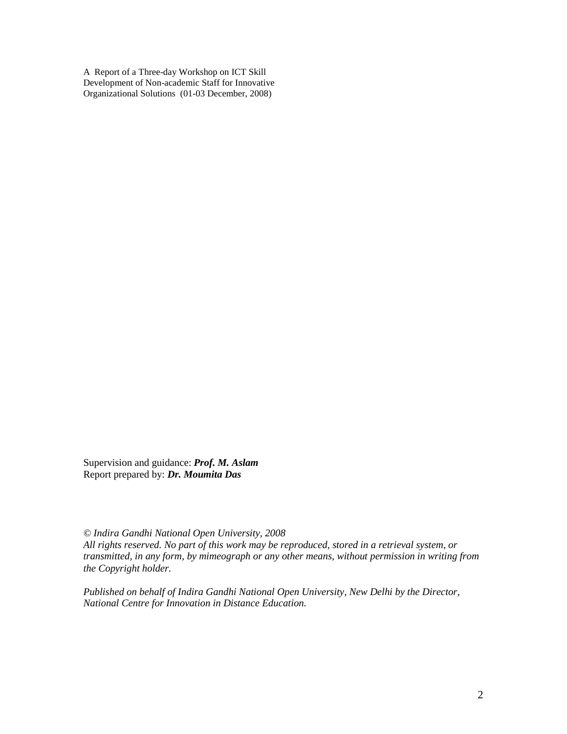A Report of a Three-day Workshop on ICT Skill Development of Non-academic Staff for Innovative Organizational Solutions (01-03 December, 2008)

Supervision and guidance: ***Prof. M. Aslam***
Report prepared by: ***Dr. Moumita Das***

*© Indira Gandhi National Open University, 2008*
*All rights reserved. No part of this work may be reproduced, stored in a retrieval system, or transmitted, in any form, by mimeograph or any other means, without permission in writing from the Copyright holder.*

*Published on behalf of Indira Gandhi National Open University, New Delhi by the Director, National Centre for Innovation in Distance Education.*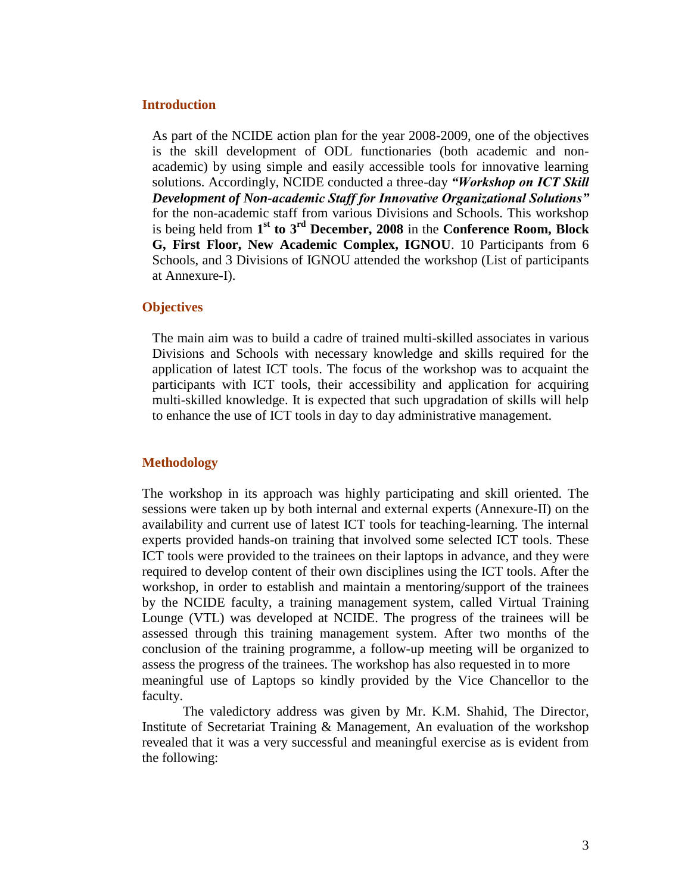## Introduction

As part of the NCIDE action plan for the year 2008-2009, one of the objectives is the skill development of ODL functionaries (both academic and non-academic) by using simple and easily accessible tools for innovative learning solutions. Accordingly, NCIDE conducted a three-day ***"Workshop on ICT Skill Development of Non-academic Staff for Innovative Organizational Solutions"*** for the non-academic staff from various Divisions and Schools. This workshop is being held from **1st to 3rd December, 2008** in the **Conference Room, Block G, First Floor, New Academic Complex, IGNOU**. 10 Participants from 6 Schools, and 3 Divisions of IGNOU attended the workshop (List of participants at Annexure-I).

## Objectives

The main aim was to build a cadre of trained multi-skilled associates in various Divisions and Schools with necessary knowledge and skills required for the application of latest ICT tools. The focus of the workshop was to acquaint the participants with ICT tools, their accessibility and application for acquiring multi-skilled knowledge. It is expected that such upgradation of skills will help to enhance the use of ICT tools in day to day administrative management.

## Methodology

The workshop in its approach was highly participating and skill oriented. The sessions were taken up by both internal and external experts (Annexure-II) on the availability and current use of latest ICT tools for teaching-learning. The internal experts provided hands-on training that involved some selected ICT tools. These ICT tools were provided to the trainees on their laptops in advance, and they were required to develop content of their own disciplines using the ICT tools. After the workshop, in order to establish and maintain a mentoring/support of the trainees by the NCIDE faculty, a training management system, called Virtual Training Lounge (VTL) was developed at NCIDE. The progress of the trainees will be assessed through this training management system. After two months of the conclusion of the training programme, a follow-up meeting will be organized to assess the progress of the trainees. The workshop has also requested in to more meaningful use of Laptops so kindly provided by the Vice Chancellor to the faculty.

The valedictory address was given by Mr. K.M. Shahid, The Director, Institute of Secretariat Training & Management, An evaluation of the workshop revealed that it was a very successful and meaningful exercise as is evident from the following: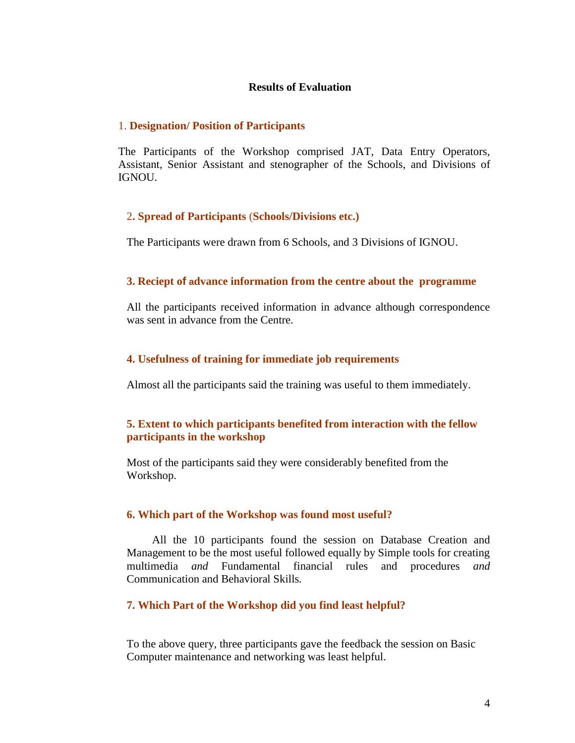# Results of Evaluation

## 1. Designation/ Position of Participants

The Participants of the Workshop comprised JAT, Data Entry Operators, Assistant, Senior Assistant and stenographer of the Schools, and Divisions of IGNOU.

## 2. Spread of Participants (Schools/Divisions etc.)

The Participants were drawn from 6 Schools, and 3 Divisions of IGNOU.

## 3. Reciept of advance information from the centre about the programme

All the participants received information in advance although correspondence was sent in advance from the Centre.

## 4. Usefulness of training for immediate job requirements

Almost all the participants said the training was useful to them immediately.

## 5. Extent to which participants benefited from interaction with the fellow participants in the workshop

Most of the participants said they were considerably benefited from the Workshop.

## 6. Which part of the Workshop was found most useful?

All the 10 participants found the session on Database Creation and Management to be the most useful followed equally by Simple tools for creating multimedia *and* Fundamental financial rules and procedures *and* Communication and Behavioral Skills.

## 7. Which Part of the Workshop did you find least helpful?

To the above query, three participants gave the feedback the session on Basic Computer maintenance and networking was least helpful.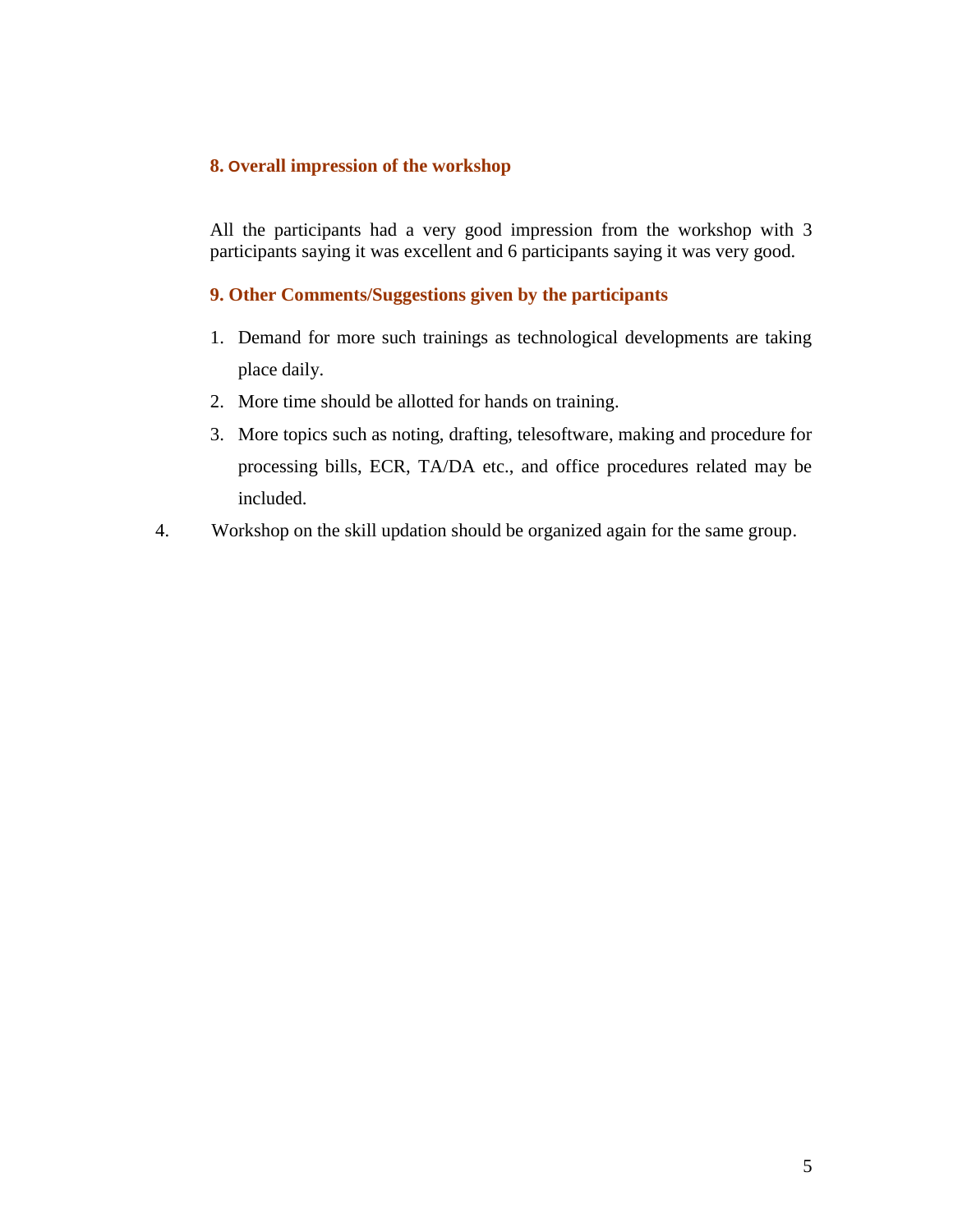### 8. Overall impression of the workshop

All the participants had a very good impression from the workshop with 3 participants saying it was excellent and 6 participants saying it was very good.

### 9. Other Comments/Suggestions given by the participants

1. Demand for more such trainings as technological developments are taking place daily.
2. More time should be allotted for hands on training.
3. More topics such as noting, drafting, telesoftware, making and procedure for processing bills, ECR, TA/DA etc., and office procedures related may be included.
4. Workshop on the skill updation should be organized again for the same group.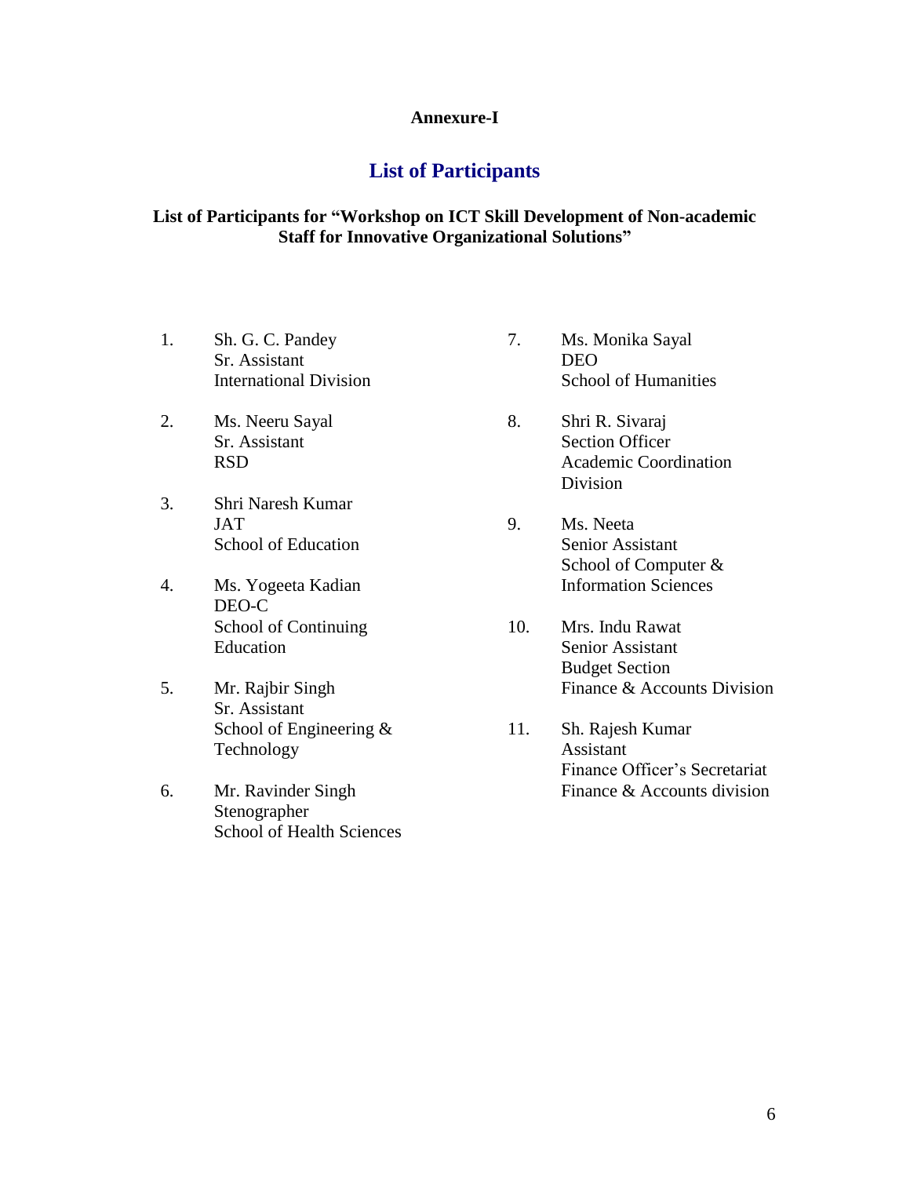**Annexure-I**

## List of Participants

**List of Participants for "Workshop on ICT Skill Development of Non-academic Staff for Innovative Organizational Solutions"**

1. Sh. G. C. Pandey
   Sr. Assistant
   International Division

2. Ms. Neeru Sayal
   Sr. Assistant
   RSD

3. Shri Naresh Kumar
   JAT
   School of Education

4. Ms. Yogeeta Kadian
   DEO-C
   School of Continuing Education

5. Mr. Rajbir Singh
   Sr. Assistant
   School of Engineering & Technology

6. Mr. Ravinder Singh
   Stenographer
   School of Health Sciences

7. Ms. Monika Sayal
   DEO
   School of Humanities

8. Shri R. Sivaraj
   Section Officer
   Academic Coordination Division

9. Ms. Neeta
   Senior Assistant
   School of Computer & Information Sciences

10. Mrs. Indu Rawat
    Senior Assistant
    Budget Section
    Finance & Accounts Division

11. Sh. Rajesh Kumar
    Assistant
    Finance Officer's Secretariat
    Finance & Accounts division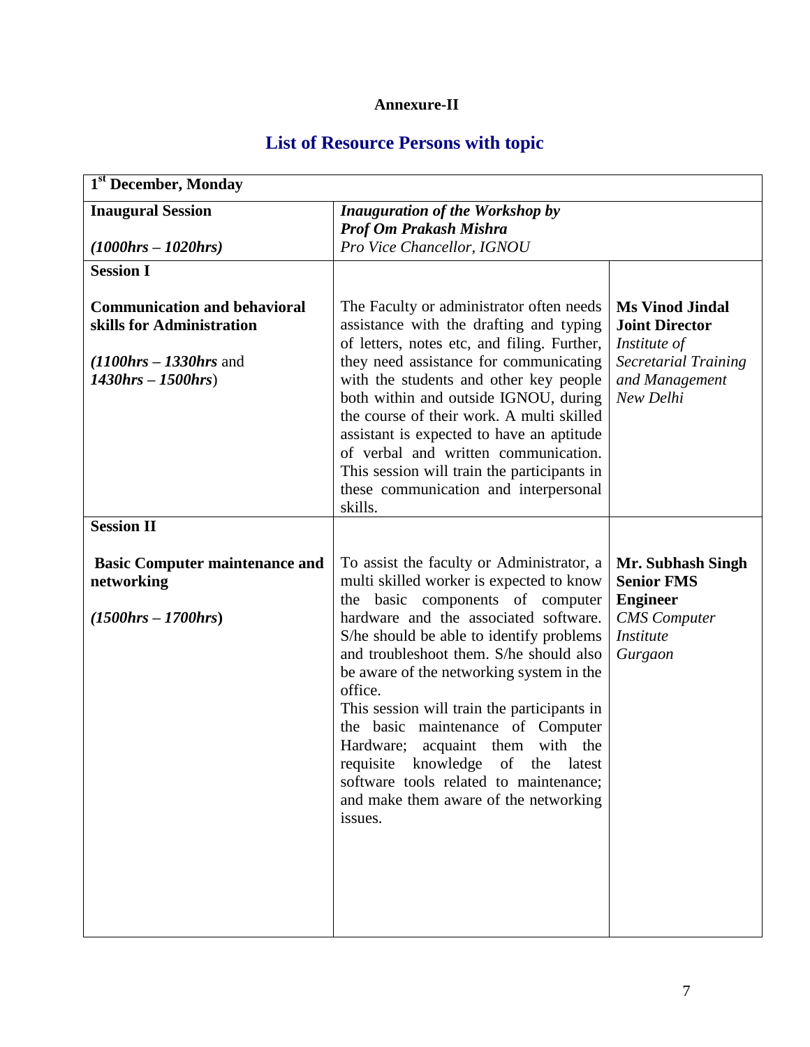**Annexure-II**

## List of Resource Persons with topic

| 1st December, Monday | | |
|---|---|---|
| **Inaugural Session** <br><br> ***(1000hrs – 1020hrs)*** | ***Inauguration of the Workshop by*** <br> ***Prof Om Prakash Mishra*** <br> *Pro Vice Chancellor, IGNOU* | |
| **Session I** <br><br> **Communication and behavioral skills for Administration** <br><br> ***(1100hrs – 1330hrs*** and ***1430hrs – 1500hrs***) | The Faculty or administrator often needs assistance with the drafting and typing of letters, notes etc, and filing. Further, they need assistance for communicating with the students and other key people both within and outside IGNOU, during the course of their work. A multi skilled assistant is expected to have an aptitude of verbal and written communication. This session will train the participants in these communication and interpersonal skills. | **Ms Vinod Jindal** <br> **Joint Director** <br> *Institute of Secretarial Training and Management* <br> *New Delhi* |
| **Session II** <br><br> **Basic Computer maintenance and networking** <br><br> ***(1500hrs – 1700hrs)*** | To assist the faculty or Administrator, a multi skilled worker is expected to know the basic components of computer hardware and the associated software. S/he should be able to identify problems and troubleshoot them. S/he should also be aware of the networking system in the office. <br> This session will train the participants in the basic maintenance of Computer Hardware; acquaint them with the requisite knowledge of the latest software tools related to maintenance; and make them aware of the networking issues. | **Mr. Subhash Singh** <br> **Senior FMS Engineer** <br> *CMS Computer Institute* <br> *Gurgaon* |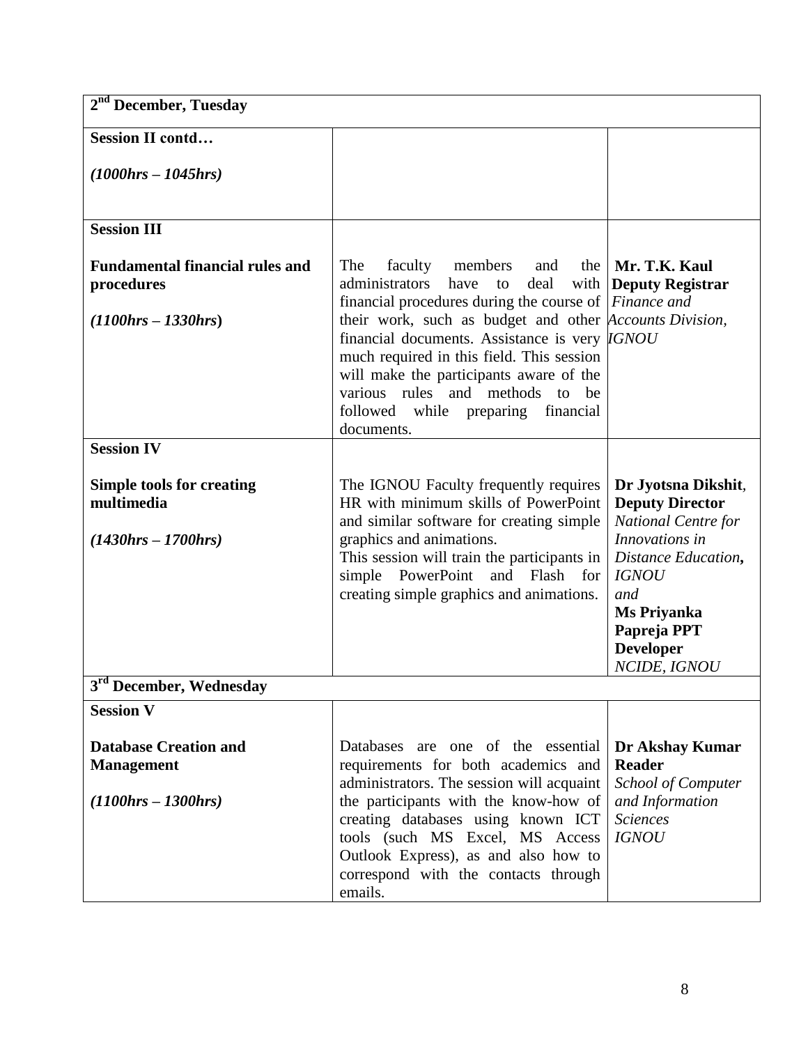| 2nd December, Tuesday | | |
|---|---|---|
| **Session II contd…**<br><br>***(1000hrs – 1045hrs)*** | | |
| **Session III**<br><br>**Fundamental financial rules and procedures**<br><br>***(1100hrs – 1330hrs)*** | The faculty members and the administrators have to deal with financial procedures during the course of their work, such as budget and other financial documents. Assistance is very much required in this field. This session will make the participants aware of the various rules and methods to be followed while preparing financial documents. | **Mr. T.K. Kaul**<br>**Deputy Registrar**<br>*Finance and Accounts Division, IGNOU* |
| **Session IV**<br><br>**Simple tools for creating multimedia**<br><br>***(1430hrs – 1700hrs)*** | The IGNOU Faculty frequently requires HR with minimum skills of PowerPoint and similar software for creating simple graphics and animations.<br>This session will train the participants in simple PowerPoint and Flash for creating simple graphics and animations. | **Dr Jyotsna Dikshit**, **Deputy Director**<br>*National Centre for Innovations in Distance Education,* ***IGNOU***<br>*and*<br>**Ms Priyanka Papreja PPT Developer**<br>*NCIDE, IGNOU* |
| **3rd December, Wednesday** | | |
| **Session V**<br><br>**Database Creation and Management**<br><br>***(1100hrs – 1300hrs)*** | Databases are one of the essential requirements for both academics and administrators. The session will acquaint the participants with the know-how of creating databases using known ICT tools (such MS Excel, MS Access Outlook Express), as and also how to correspond with the contacts through emails. | **Dr Akshay Kumar**<br>**Reader**<br>*School of Computer and Information Sciences*<br>*IGNOU* |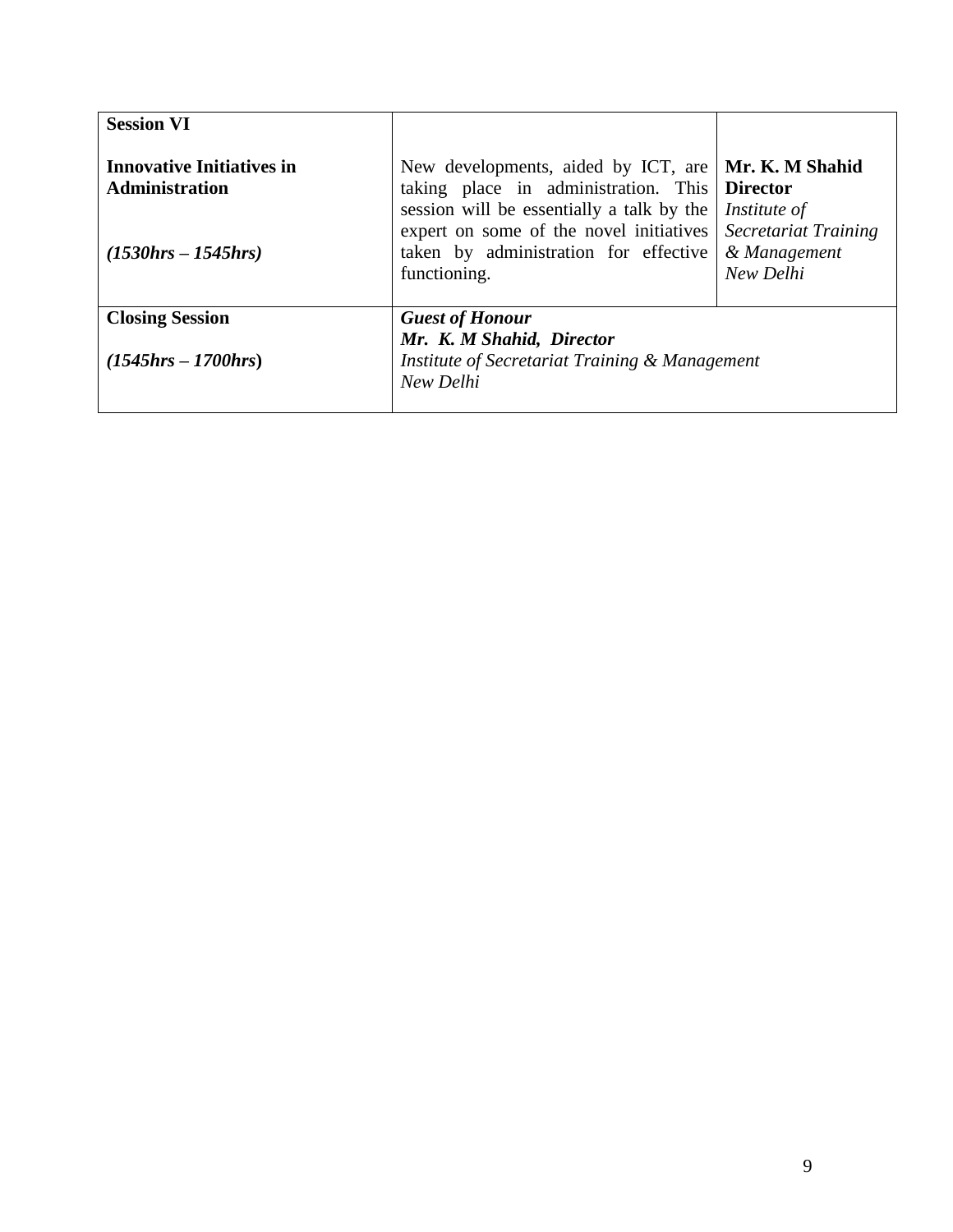| | | |
|---|---|---|
| **Session VI**<br><br>**Innovative Initiatives in Administration**<br><br>***(1530hrs – 1545hrs)*** | New developments, aided by ICT, are taking place in administration. This session will be essentially a talk by the expert on some of the novel initiatives taken by administration for effective functioning. | **Mr. K. M Shahid**<br>**Director**<br>*Institute of Secretariat Training & Management*<br>*New Delhi* |
| **Closing Session**<br><br>***(1545hrs – 1700hrs)*** | ***Guest of Honour***<br>***Mr. K. M Shahid, Director***<br>*Institute of Secretariat Training & Management*<br>*New Delhi* | |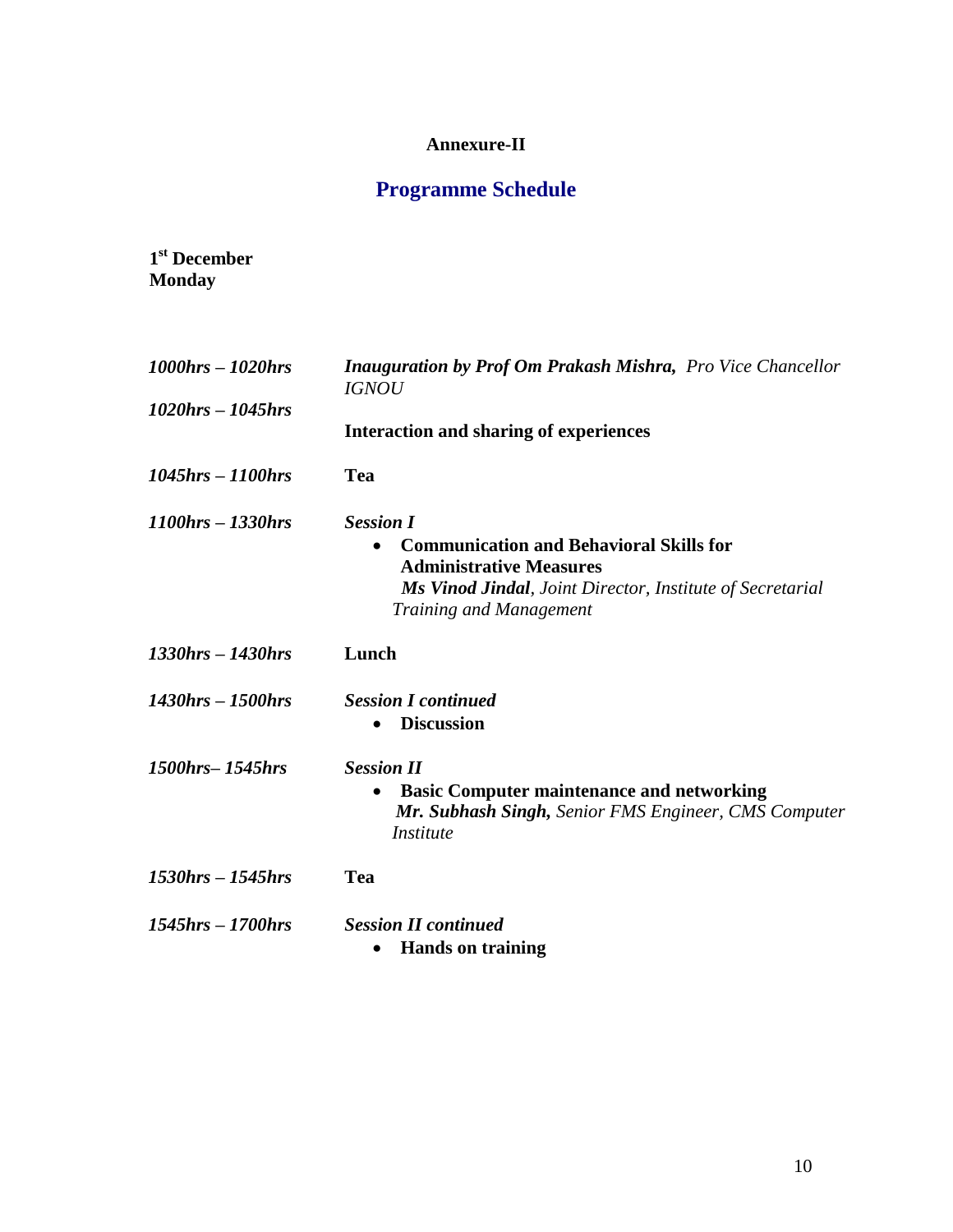**Annexure-II**

## Programme Schedule

**1st December**
**Monday**

| | |
|---|---|
| ***1000hrs – 1020hrs*** | ***Inauguration by Prof Om Prakash Mishra,*** *Pro Vice Chancellor IGNOU* |
| ***1020hrs – 1045hrs*** | **Interaction and sharing of experiences** |
| ***1045hrs – 1100hrs*** | **Tea** |
| ***1100hrs – 1330hrs*** | ***Session I***<br>• **Communication and Behavioral Skills for Administrative Measures**<br>***Ms Vinod Jindal****, Joint Director, Institute of Secretarial Training and Management* |
| ***1330hrs – 1430hrs*** | **Lunch** |
| ***1430hrs – 1500hrs*** | ***Session I continued***<br>• **Discussion** |
| ***1500hrs– 1545hrs*** | ***Session II***<br>• **Basic Computer maintenance and networking**<br>***Mr. Subhash Singh,*** *Senior FMS Engineer, CMS Computer Institute* |
| ***1530hrs – 1545hrs*** | **Tea** |
| ***1545hrs – 1700hrs*** | ***Session II continued***<br>• **Hands on training** |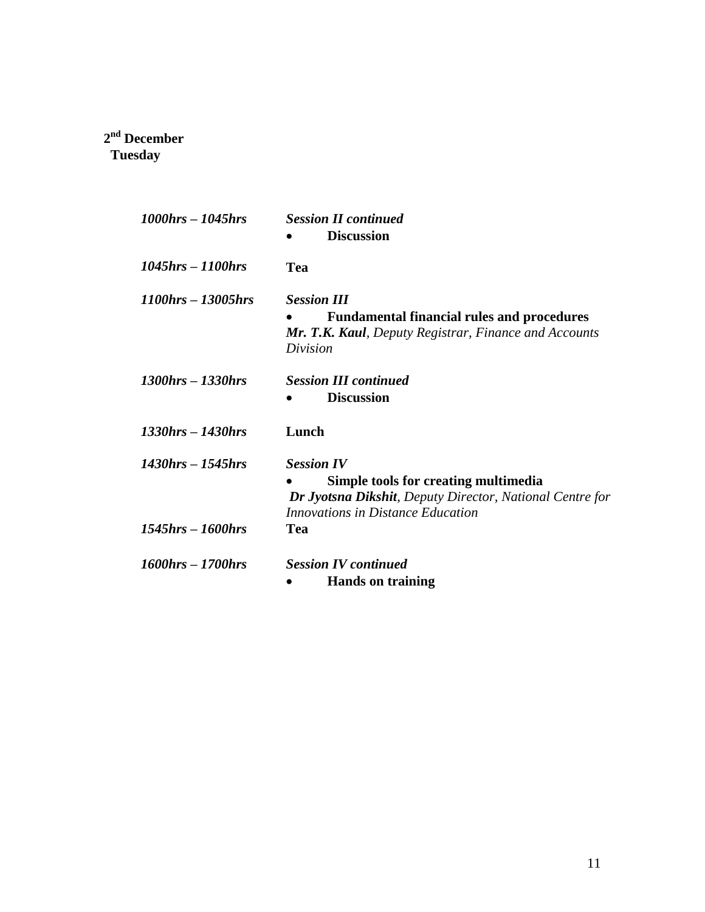**2nd December**
**Tuesday**

| | |
|---|---|
| ***1000hrs – 1045hrs*** | ***Session II continued***<br>• **Discussion** |
| ***1045hrs – 1100hrs*** | **Tea** |
| ***1100hrs – 13005hrs*** | ***Session III***<br>• **Fundamental financial rules and procedures**<br>***Mr. T.K. Kaul****, Deputy Registrar, Finance and Accounts Division* |
| ***1300hrs – 1330hrs*** | ***Session III continued***<br>• **Discussion** |
| ***1330hrs – 1430hrs*** | **Lunch** |
| ***1430hrs – 1545hrs*** | ***Session IV***<br>• **Simple tools for creating multimedia**<br>***Dr Jyotsna Dikshit****, Deputy Director, National Centre for Innovations in Distance Education* |
| ***1545hrs – 1600hrs*** | **Tea** |
| ***1600hrs – 1700hrs*** | ***Session IV continued***<br>• **Hands on training** |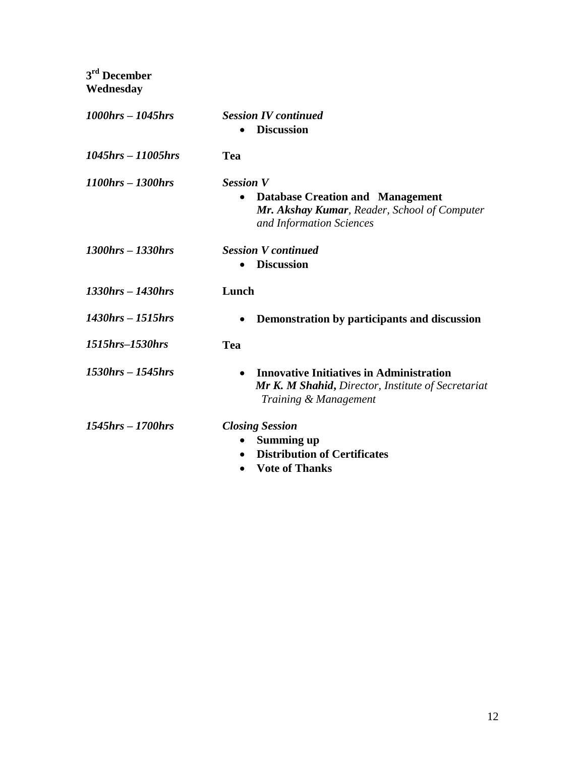**3rd December**
**Wednesday**

| | |
|---|---|
| ***1000hrs – 1045hrs*** | ***Session IV continued***<br>• **Discussion** |
| ***1045hrs – 11005hrs*** | **Tea** |
| ***1100hrs – 1300hrs*** | ***Session V***<br>• **Database Creation and Management**<br>***Mr. Akshay Kumar****, Reader, School of Computer and Information Sciences* |
| ***1300hrs – 1330hrs*** | ***Session V continued***<br>• **Discussion** |
| ***1330hrs – 1430hrs*** | **Lunch** |
| ***1430hrs – 1515hrs*** | • **Demonstration by participants and discussion** |
| ***1515hrs–1530hrs*** | **Tea** |
| ***1530hrs – 1545hrs*** | • **Innovative Initiatives in Administration**<br>***Mr K. M Shahid,*** *Director, Institute of Secretariat Training & Management* |
| ***1545hrs – 1700hrs*** | ***Closing Session***<br>• **Summing up**<br>• **Distribution of Certificates**<br>• **Vote of Thanks** |